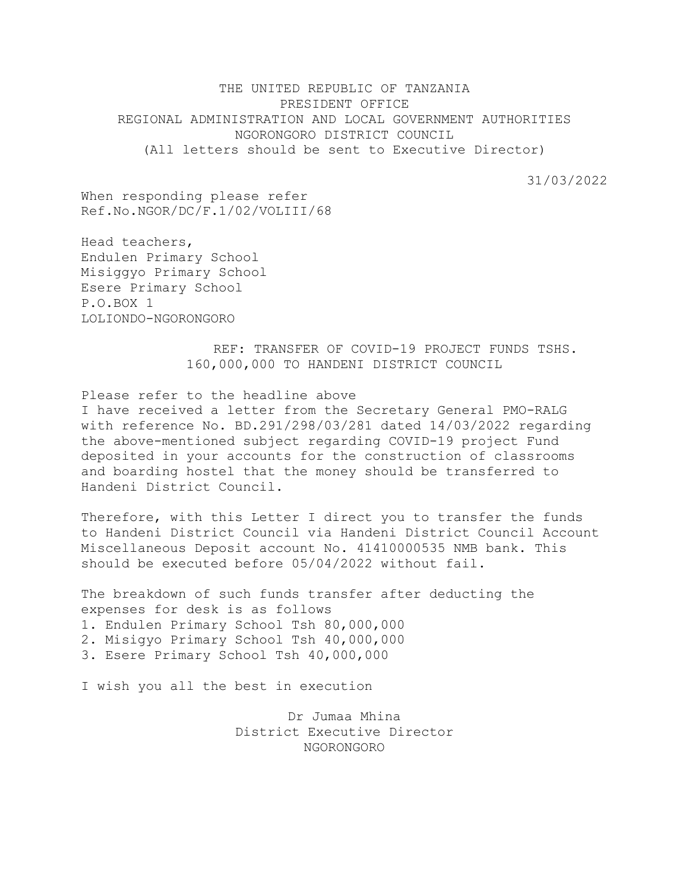THE UNITED REPUBLIC OF TANZANIA
PRESIDENT OFFICE
REGIONAL ADMINISTRATION AND LOCAL GOVERNMENT AUTHORITIES
NGORONGORO DISTRICT COUNCIL
(All letters should be sent to Executive Director)

31/03/2022

When responding please refer
Ref.No.NGOR/DC/F.1/02/VOLIII/68

Head teachers,
Endulen Primary School
Misiggyo Primary School
Esere Primary School
P.O.BOX 1
LOLIONDO-NGORONGORO

REF: TRANSFER OF COVID-19 PROJECT FUNDS TSHS. 160,000,000 TO HANDENI DISTRICT COUNCIL

Please refer to the headline above
I have received a letter from the Secretary General PMO-RALG with reference No. BD.291/298/03/281 dated 14/03/2022 regarding the above-mentioned subject regarding COVID-19 project Fund deposited in your accounts for the construction of classrooms and boarding hostel that the money should be transferred to Handeni District Council.

Therefore, with this Letter I direct you to transfer the funds to Handeni District Council via Handeni District Council Account Miscellaneous Deposit account No. 41410000535 NMB bank. This should be executed before 05/04/2022 without fail.

The breakdown of such funds transfer after deducting the expenses for desk is as follows

1. Endulen Primary School Tsh 80,000,000
2. Misigyo Primary School Tsh 40,000,000
3. Esere Primary School Tsh 40,000,000

I wish you all the best in execution

Dr Jumaa Mhina
District Executive Director
NGORONGORO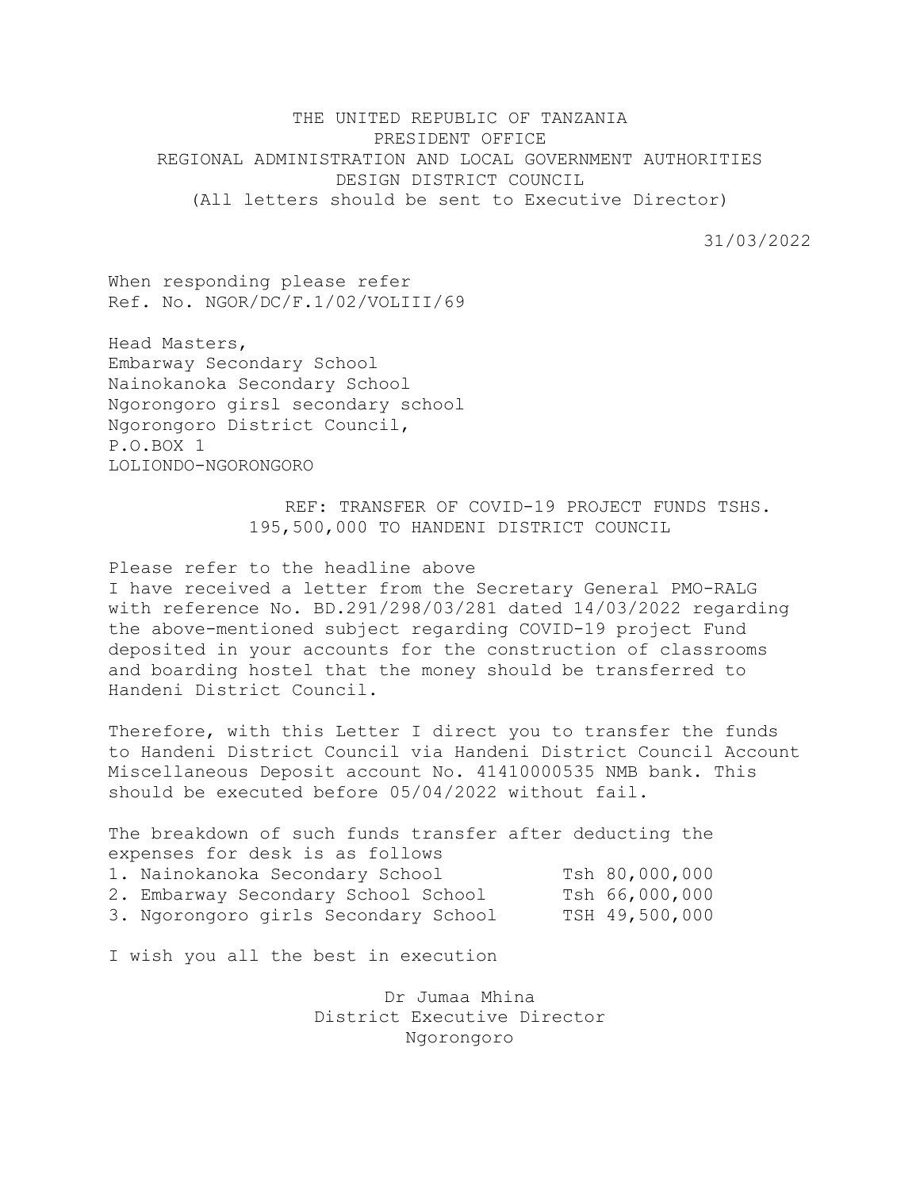THE UNITED REPUBLIC OF TANZANIA
PRESIDENT OFFICE
REGIONAL ADMINISTRATION AND LOCAL GOVERNMENT AUTHORITIES
DESIGN DISTRICT COUNCIL
(All letters should be sent to Executive Director)

31/03/2022

When responding please refer
Ref. No. NGOR/DC/F.1/02/VOLIII/69

Head Masters,
Embarway Secondary School
Nainokanoka Secondary School
Ngorongoro girsl secondary school
Ngorongoro District Council,
P.O.BOX 1
LOLIONDO-NGORONGORO

REF: TRANSFER OF COVID-19 PROJECT FUNDS TSHS. 195,500,000 TO HANDENI DISTRICT COUNCIL

Please refer to the headline above
I have received a letter from the Secretary General PMO-RALG with reference No. BD.291/298/03/281 dated 14/03/2022 regarding the above-mentioned subject regarding COVID-19 project Fund deposited in your accounts for the construction of classrooms and boarding hostel that the money should be transferred to Handeni District Council.

Therefore, with this Letter I direct you to transfer the funds to Handeni District Council via Handeni District Council Account Miscellaneous Deposit account No. 41410000535 NMB bank. This should be executed before 05/04/2022 without fail.

The breakdown of such funds transfer after deducting the expenses for desk is as follows

| | |
|---|---|
| 1. Nainokanoka Secondary School | Tsh 80,000,000 |
| 2. Embarway Secondary School School | Tsh 66,000,000 |
| 3. Ngorongoro girls Secondary School | TSH 49,500,000 |

I wish you all the best in execution

Dr Jumaa Mhina
District Executive Director
Ngorongoro